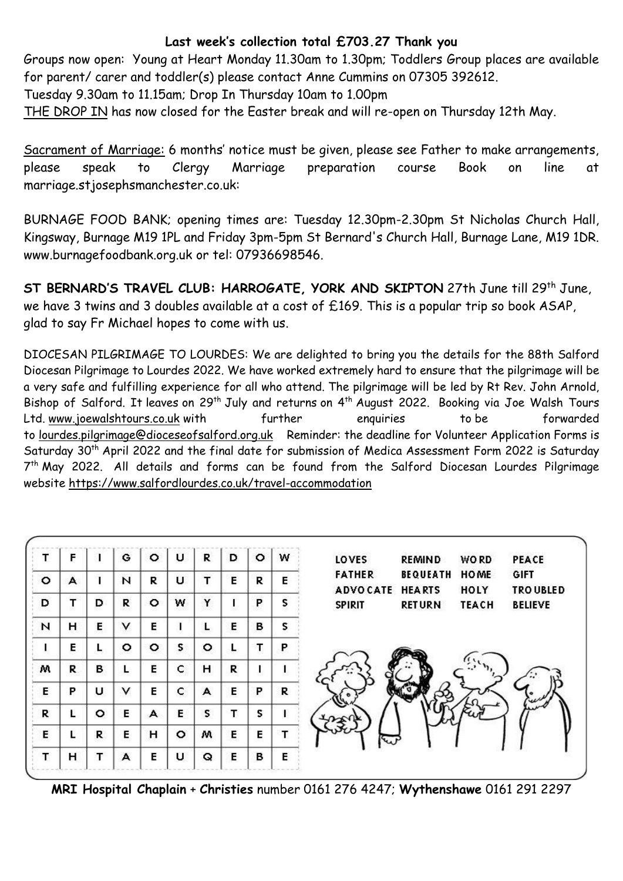**Last week's collection total £703.27 Thank you**

Groups now open: Young at Heart Monday 11.30am to 1.30pm; Toddlers Group places are available for parent/ carer and toddler(s) please contact Anne Cummins on 07305 392612.
Tuesday 9.30am to 11.15am; Drop In Thursday 10am to 1.00pm
THE DROP IN has now closed for the Easter break and will re-open on Thursday 12th May.

Sacrament of Marriage: 6 months' notice must be given, please see Father to make arrangements, please speak to Clergy Marriage preparation course Book on line at marriage.stjosephsmanchester.co.uk:

BURNAGE FOOD BANK; opening times are: Tuesday 12.30pm-2.30pm St Nicholas Church Hall, Kingsway, Burnage M19 1PL and Friday 3pm-5pm St Bernard's Church Hall, Burnage Lane, M19 1DR. www.burnagefoodbank.org.uk or tel: 07936698546.

**ST BERNARD'S TRAVEL CLUB: HARROGATE, YORK AND SKIPTON** 27th June till 29th June, we have 3 twins and 3 doubles available at a cost of £169. This is a popular trip so book ASAP, glad to say Fr Michael hopes to come with us.

DIOCESAN PILGRIMAGE TO LOURDES: We are delighted to bring you the details for the 88th Salford Diocesan Pilgrimage to Lourdes 2022. We have worked extremely hard to ensure that the pilgrimage will be a very safe and fulfilling experience for all who attend. The pilgrimage will be led by Rt Rev. John Arnold, Bishop of Salford. It leaves on 29th July and returns on 4th August 2022. Booking via Joe Walsh Tours Ltd. www.joewalshtours.co.uk with further enquiries to be forwarded to lourdes.pilgrimage@dioceseofsalford.org.uk Reminder: the deadline for Volunteer Application Forms is Saturday 30th April 2022 and the final date for submission of Medica Assessment Form 2022 is Saturday 7th May 2022. All details and forms can be found from the Salford Diocesan Lourdes Pilgrimage website https://www.salfordlourdes.co.uk/travel-accommodation

| | | | | | | | | | |
|---|---|---|---|---|---|---|---|---|---|
| T | F | I | G | O | U | R | D | O | W |
| O | A | I | N | R | U | T | E | R | E |
| D | T | D | R | O | W | Y | I | P | S |
| N | H | E | V | E | I | L | E | B | S |
| I | E | L | O | O | S | O | L | T | P |
| M | R | B | L | E | C | H | R | I | I |
| E | P | U | V | E | C | A | E | P | R |
| R | L | O | E | A | E | S | T | S | I |
| E | L | R | E | H | O | M | E | E | T |
| T | H | T | A | E | U | Q | E | B | E |

| | | | |
|---|---|---|---|
| LOVES | REMIND | WORD | PEACE |
| FATHER | BEQUEATH | HOME | GIFT |
| ADVOCATE | HEARTS | HOLY | TROUBLED |
| SPIRIT | RETURN | TEACH | BELIEVE |

**MRI Hospital Chaplain** + **Christies** number 0161 276 4247; **Wythenshawe** 0161 291 2297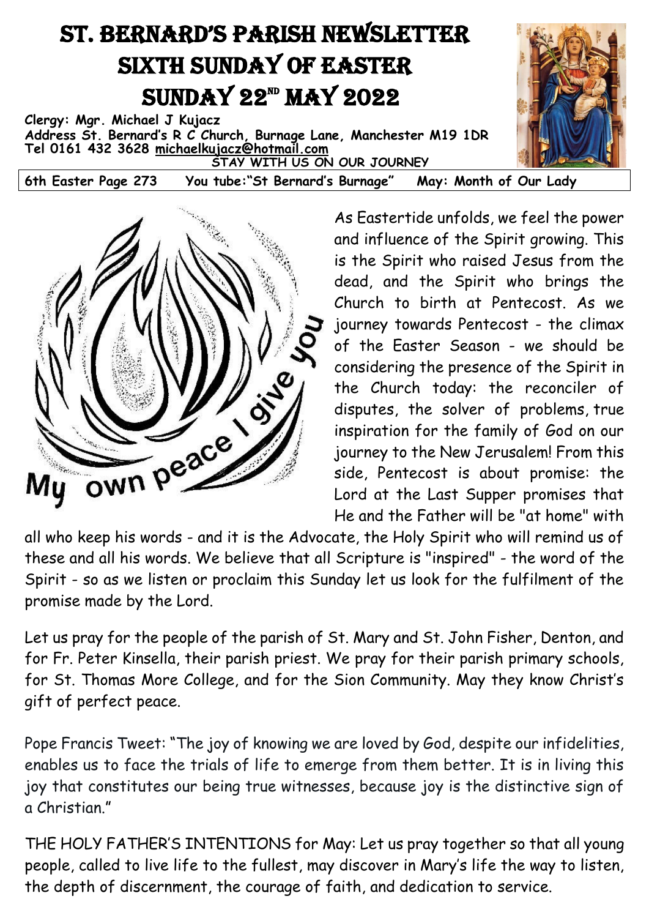# St. Bernard's Parish Newsletter
# Sixth Sunday of Easter
# Sunday 22nd May 2022

**Clergy: Mgr. Michael J Kujacz**
**Address St. Bernard's R C Church, Burnage Lane, Manchester M19 1DR**
**Tel 0161 432 3628 michaelkujacz@hotmail.com**
**STAY WITH US ON OUR JOURNEY**

**6th Easter Page 273 You tube:"St Bernard's Burnage" May: Month of Our Lady**

As Eastertide unfolds, we feel the power and influence of the Spirit growing. This is the Spirit who raised Jesus from the dead, and the Spirit who brings the Church to birth at Pentecost. As we journey towards Pentecost - the climax of the Easter Season - we should be considering the presence of the Spirit in the Church today: the reconciler of disputes, the solver of problems, true inspiration for the family of God on our journey to the New Jerusalem! From this side, Pentecost is about promise: the Lord at the Last Supper promises that He and the Father will be "at home" with all who keep his words - and it is the Advocate, the Holy Spirit who will remind us of these and all his words. We believe that all Scripture is "inspired" - the word of the Spirit - so as we listen or proclaim this Sunday let us look for the fulfilment of the promise made by the Lord.

Let us pray for the people of the parish of St. Mary and St. John Fisher, Denton, and for Fr. Peter Kinsella, their parish priest. We pray for their parish primary schools, for St. Thomas More College, and for the Sion Community. May they know Christ's gift of perfect peace.

Pope Francis Tweet: "The joy of knowing we are loved by God, despite our infidelities, enables us to face the trials of life to emerge from them better. It is in living this joy that constitutes our being true witnesses, because joy is the distinctive sign of a Christian."

THE HOLY FATHER'S INTENTIONS for May: Let us pray together so that all young people, called to live life to the fullest, may discover in Mary's life the way to listen, the depth of discernment, the courage of faith, and dedication to service.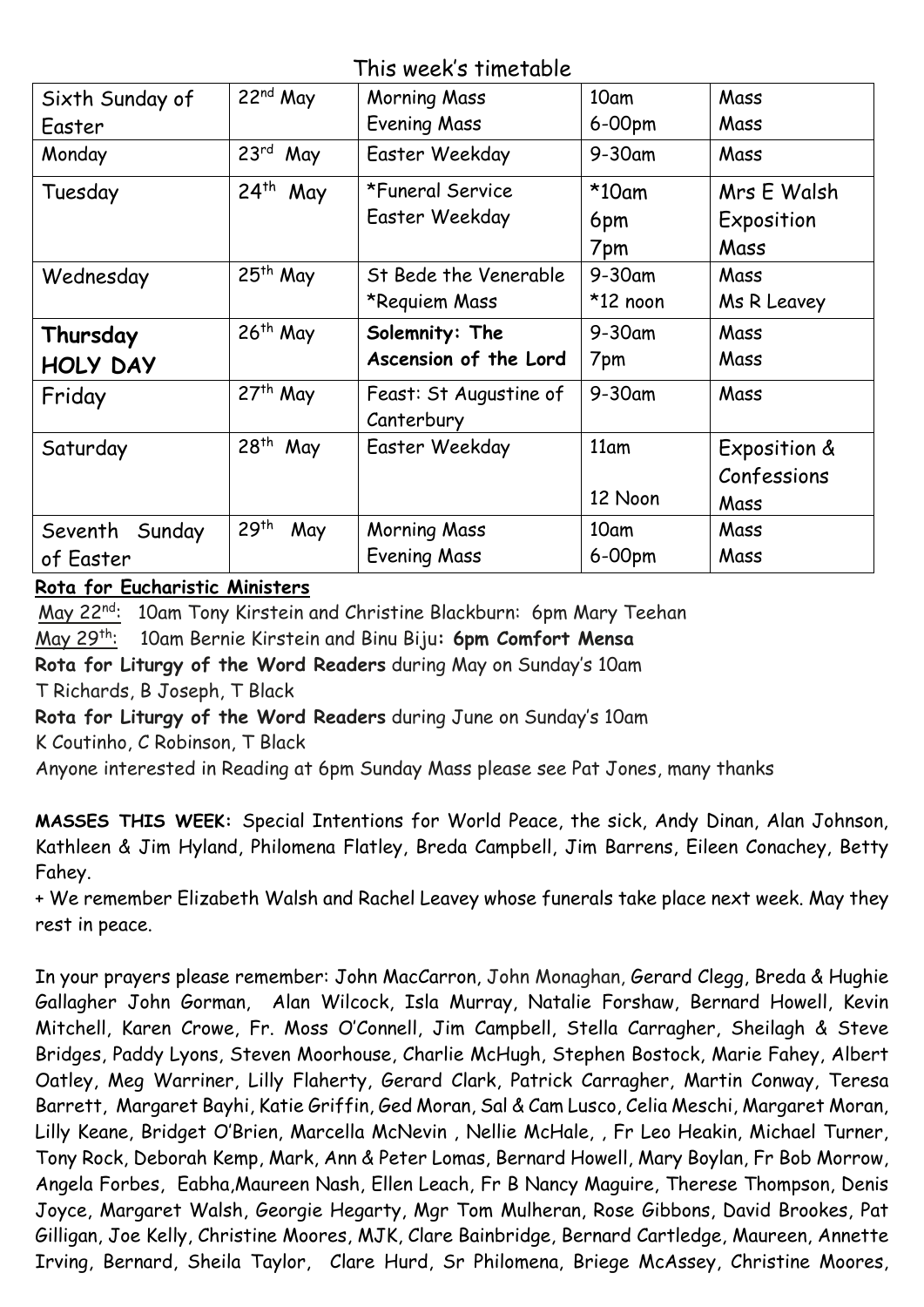This week's timetable

| | | | | |
|---|---|---|---|---|
| Sixth Sunday of Easter | 22nd May | Morning Mass<br>Evening Mass | 10am<br>6-00pm | Mass<br>Mass |
| Monday | 23rd May | Easter Weekday | 9-30am | Mass |
| Tuesday | 24th May | *Funeral Service<br>Easter Weekday | *10am<br>6pm<br>7pm | Mrs E Walsh<br>Exposition<br>Mass |
| Wednesday | 25th May | St Bede the Venerable<br>*Requiem Mass | 9-30am<br>*12 noon | Mass<br>Ms R Leavey |
| **Thursday HOLY DAY** | 26th May | **Solemnity: The Ascension of the Lord** | 9-30am<br>7pm | Mass<br>Mass |
| Friday | 27th May | Feast: St Augustine of Canterbury | 9-30am | Mass |
| Saturday | 28th May | Easter Weekday | 11am<br><br>12 Noon | Exposition & Confessions<br>Mass |
| Seventh Sunday of Easter | 29th May | Morning Mass<br>Evening Mass | 10am<br>6-00pm | Mass<br>Mass |

**Rota for Eucharistic Ministers**

May 22nd: 10am Tony Kirstein and Christine Blackburn: 6pm Mary Teehan

May 29th: 10am Bernie Kirstein and Binu Biju: **6pm Comfort Mensa**

**Rota for Liturgy of the Word Readers** during May on Sunday's 10am

T Richards, B Joseph, T Black

**Rota for Liturgy of the Word Readers** during June on Sunday's 10am

K Coutinho, C Robinson, T Black

Anyone interested in Reading at 6pm Sunday Mass please see Pat Jones, many thanks

**MASSES THIS WEEK:** Special Intentions for World Peace, the sick, Andy Dinan, Alan Johnson, Kathleen & Jim Hyland, Philomena Flatley, Breda Campbell, Jim Barrens, Eileen Conachey, Betty Fahey.

+ We remember Elizabeth Walsh and Rachel Leavey whose funerals take place next week. May they rest in peace.

In your prayers please remember: John MacCarron, John Monaghan, Gerard Clegg, Breda & Hughie Gallagher John Gorman, Alan Wilcock, Isla Murray, Natalie Forshaw, Bernard Howell, Kevin Mitchell, Karen Crowe, Fr. Moss O'Connell, Jim Campbell, Stella Carragher, Sheilagh & Steve Bridges, Paddy Lyons, Steven Moorhouse, Charlie McHugh, Stephen Bostock, Marie Fahey, Albert Oatley, Meg Warriner, Lilly Flaherty, Gerard Clark, Patrick Carragher, Martin Conway, Teresa Barrett, Margaret Bayhi, Katie Griffin, Ged Moran, Sal & Cam Lusco, Celia Meschi, Margaret Moran, Lilly Keane, Bridget O'Brien, Marcella McNevin , Nellie McHale, , Fr Leo Heakin, Michael Turner, Tony Rock, Deborah Kemp, Mark, Ann & Peter Lomas, Bernard Howell, Mary Boylan, Fr Bob Morrow, Angela Forbes, Eabha,Maureen Nash, Ellen Leach, Fr B Nancy Maguire, Therese Thompson, Denis Joyce, Margaret Walsh, Georgie Hegarty, Mgr Tom Mulheran, Rose Gibbons, David Brookes, Pat Gilligan, Joe Kelly, Christine Moores, MJK, Clare Bainbridge, Bernard Cartledge, Maureen, Annette Irving, Bernard, Sheila Taylor, Clare Hurd, Sr Philomena, Briege McAssey, Christine Moores,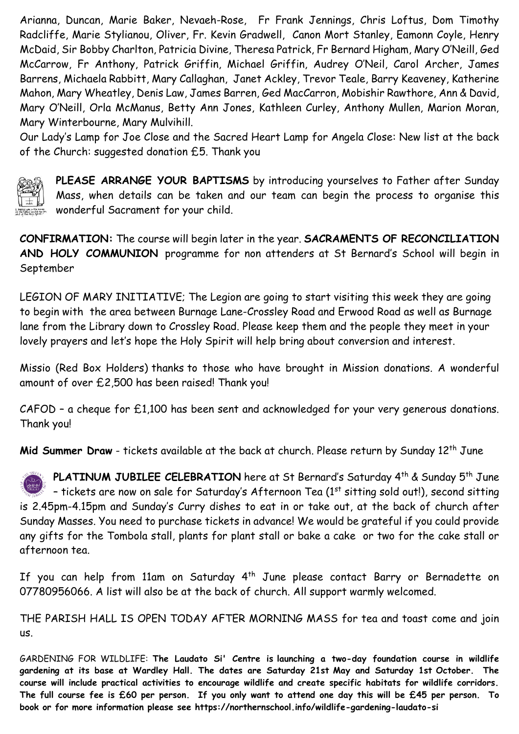Arianna, Duncan, Marie Baker, Nevaeh-Rose, Fr Frank Jennings, Chris Loftus, Dom Timothy Radcliffe, Marie Stylianou, Oliver, Fr. Kevin Gradwell, Canon Mort Stanley, Eamonn Coyle, Henry McDaid, Sir Bobby Charlton, Patricia Divine, Theresa Patrick, Fr Bernard Higham, Mary O'Neill, Ged McCarrow, Fr Anthony, Patrick Griffin, Michael Griffin, Audrey O'Neil, Carol Archer, James Barrens, Michaela Rabbitt, Mary Callaghan, Janet Ackley, Trevor Teale, Barry Keaveney, Katherine Mahon, Mary Wheatley, Denis Law, James Barren, Ged MacCarron, Mobishir Rawthore, Ann & David, Mary O'Neill, Orla McManus, Betty Ann Jones, Kathleen Curley, Anthony Mullen, Marion Moran, Mary Winterbourne, Mary Mulvihill.

Our Lady's Lamp for Joe Close and the Sacred Heart Lamp for Angela Close: New list at the back of the Church: suggested donation £5. Thank you

**PLEASE ARRANGE YOUR BAPTISMS** by introducing yourselves to Father after Sunday Mass, when details can be taken and our team can begin the process to organise this wonderful Sacrament for your child.

**CONFIRMATION:** The course will begin later in the year. **SACRAMENTS OF RECONCILIATION AND HOLY COMMUNION** programme for non attenders at St Bernard's School will begin in September

LEGION OF MARY INITIATIVE; The Legion are going to start visiting this week they are going to begin with the area between Burnage Lane-Crossley Road and Erwood Road as well as Burnage lane from the Library down to Crossley Road. Please keep them and the people they meet in your lovely prayers and let's hope the Holy Spirit will help bring about conversion and interest.

Missio (Red Box Holders) thanks to those who have brought in Mission donations. A wonderful amount of over £2,500 has been raised! Thank you!

CAFOD – a cheque for £1,100 has been sent and acknowledged for your very generous donations. Thank you!

**Mid Summer Draw** - tickets available at the back at church. Please return by Sunday 12th June

**PLATINUM JUBILEE CELEBRATION** here at St Bernard's Saturday 4th & Sunday 5th June – tickets are now on sale for Saturday's Afternoon Tea (1st sitting sold out!), second sitting is 2.45pm-4.15pm and Sunday's Curry dishes to eat in or take out, at the back of church after Sunday Masses. You need to purchase tickets in advance! We would be grateful if you could provide any gifts for the Tombola stall, plants for plant stall or bake a cake or two for the cake stall or afternoon tea.

If you can help from 11am on Saturday 4th June please contact Barry or Bernadette on 07780956066. A list will also be at the back of church. All support warmly welcomed.

THE PARISH HALL IS OPEN TODAY AFTER MORNING MASS for tea and toast come and join us.

GARDENING FOR WILDLIFE: **The Laudato Si' Centre is launching a two-day foundation course in wildlife gardening at its base at Wardley Hall. The dates are Saturday 21st May and Saturday 1st October. The course will include practical activities to encourage wildlife and create specific habitats for wildlife corridors. The full course fee is £60 per person. If you only want to attend one day this will be £45 per person. To book or for more information please see https://northernschool.info/wildlife-gardening-laudato-si**